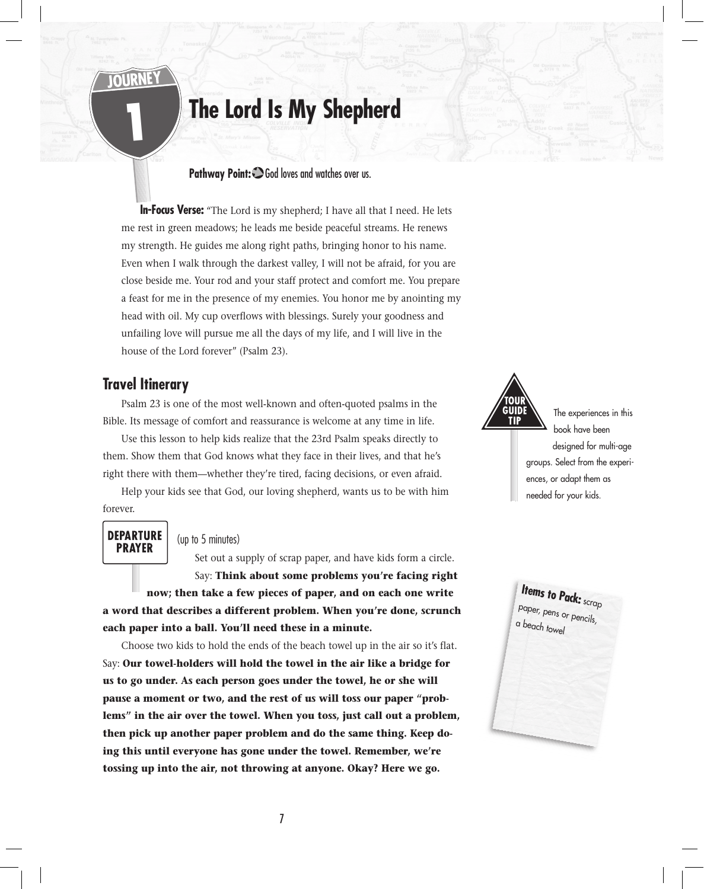JOURNEY 1

# The Lord Is My Shepherd

**Pathway Point:** God loves and watches over us.

**In-Focus Verse:** "The Lord is my shepherd; I have all that I need. He lets me rest in green meadows; he leads me beside peaceful streams. He renews my strength. He guides me along right paths, bringing honor to his name. Even when I walk through the darkest valley, I will not be afraid, for you are close beside me. Your rod and your staff protect and comfort me. You prepare a feast for me in the presence of my enemies. You honor me by anointing my head with oil. My cup overflows with blessings. Surely your goodness and unfailing love will pursue me all the days of my life, and I will live in the house of the Lord forever" (Psalm 23).

## Travel Itinerary

Psalm 23 is one of the most well-known and often-quoted psalms in the Bible. Its message of comfort and reassurance is welcome at any time in life.

Use this lesson to help kids realize that the 23rd Psalm speaks directly to them. Show them that God knows what they face in their lives, and that he's right there with them—whether they're tired, facing decisions, or even afraid.

Help your kids see that God, our loving shepherd, wants us to be with him forever.

**TOUR GUIDE TIP:** The experiences in this book have been designed for multi-age groups. Select from the experiences, or adapt them as needed for your kids.

### DEPARTURE PRAYER

(up to 5 minutes)

**Items to Pack:** scrap paper, pens or pencils, a beach towel

Set out a supply of scrap paper, and have kids form a circle. Say: **Think about some problems you're facing right now; then take a few pieces of paper, and on each one write a word that describes a different problem. When you're done, scrunch each paper into a ball. You'll need these in a minute.**

Choose two kids to hold the ends of the beach towel up in the air so it's flat. Say: **Our towel-holders will hold the towel in the air like a bridge for us to go under. As each person goes under the towel, he or she will pause a moment or two, and the rest of us will toss our paper "problems" in the air over the towel. When you toss, just call out a problem, then pick up another paper problem and do the same thing. Keep doing this until everyone has gone under the towel. Remember, we're tossing up into the air, not throwing at anyone. Okay? Here we go.**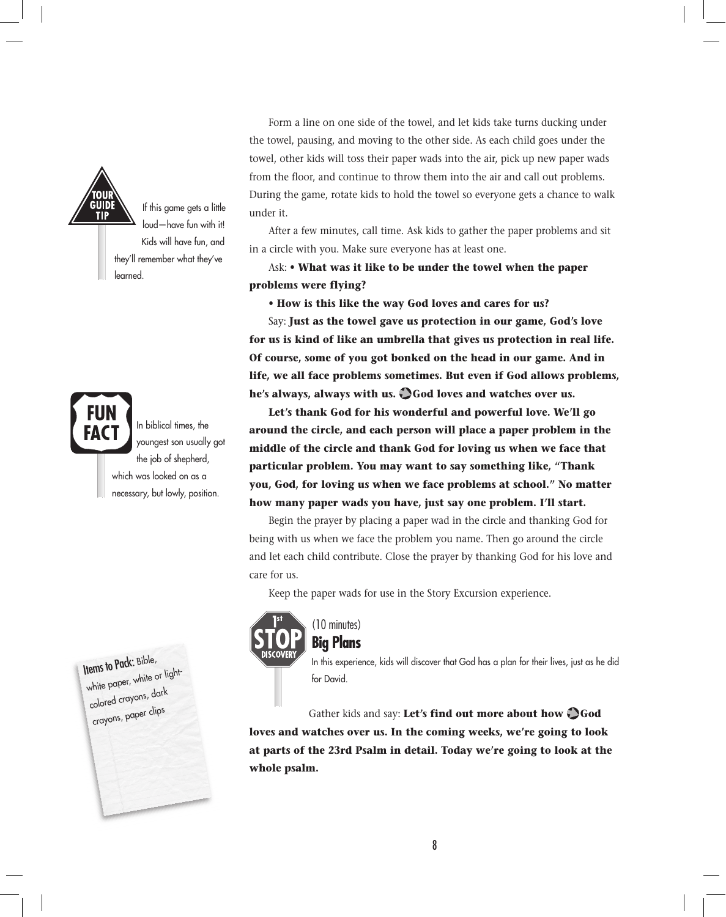Form a line on one side of the towel, and let kids take turns ducking under the towel, pausing, and moving to the other side. As each child goes under the towel, other kids will toss their paper wads into the air, pick up new paper wads from the floor, and continue to throw them into the air and call out problems. During the game, rotate kids to hold the towel so everyone gets a chance to walk under it.

**TOUR GUIDE TIP:** If this game gets a little loud—have fun with it! Kids will have fun, and they'll remember what they've learned.

After a few minutes, call time. Ask kids to gather the paper problems and sit in a circle with you. Make sure everyone has at least one.

Ask: **• What was it like to be under the towel when the paper problems were flying?**

**• How is this like the way God loves and cares for us?**

Say: **Just as the towel gave us protection in our game, God's love for us is kind of like an umbrella that gives us protection in real life. Of course, some of you got bonked on the head in our game. And in life, we all face problems sometimes. But even if God allows problems, he's always, always with us. God loves and watches over us.**

**FUN FACT:** In biblical times, the youngest son usually got the job of shepherd, which was looked on as a necessary, but lowly, position.

**Let's thank God for his wonderful and powerful love. We'll go around the circle, and each person will place a paper problem in the middle of the circle and thank God for loving us when we face that particular problem. You may want to say something like, "Thank you, God, for loving us when we face problems at school." No matter how many paper wads you have, just say one problem. I'll start.**

Begin the prayer by placing a paper wad in the circle and thanking God for being with us when we face the problem you name. Then go around the circle and let each child contribute. Close the prayer by thanking God for his love and care for us.

Keep the paper wads for use in the Story Excursion experience.

## 1st STOP DISCOVERY

(10 minutes)

### Big Plans

In this experience, kids will discover that God has a plan for their lives, just as he did for David.

**Items to Pack:** Bible, white paper, white or light-colored crayons, dark crayons, paper clips

Gather kids and say: **Let's find out more about how God loves and watches over us. In the coming weeks, we're going to look at parts of the 23rd Psalm in detail. Today we're going to look at the whole psalm.**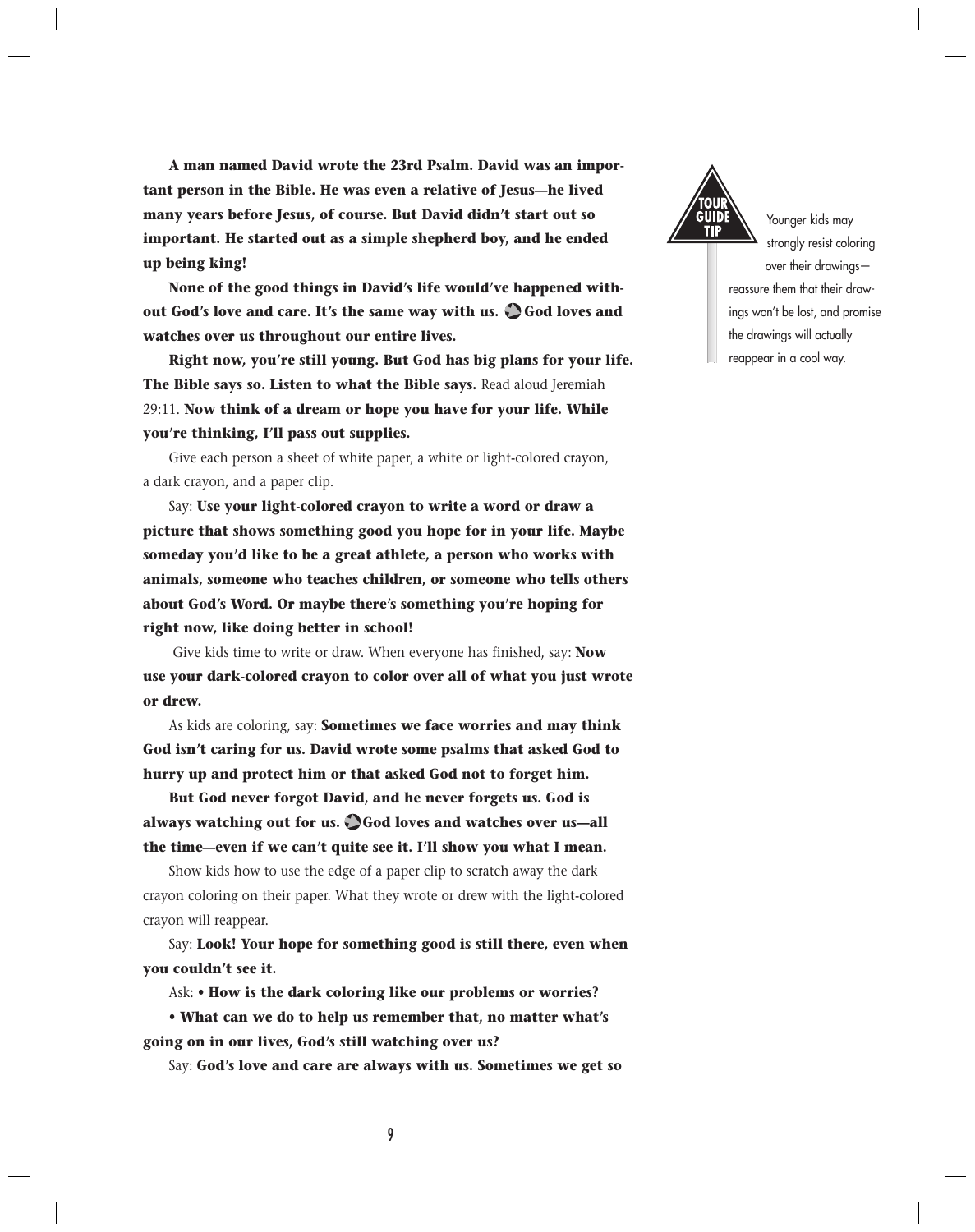**A man named David wrote the 23rd Psalm. David was an important person in the Bible. He was even a relative of Jesus—he lived many years before Jesus, of course. But David didn't start out so important. He started out as a simple shepherd boy, and he ended up being king!**

**None of the good things in David's life would've happened without God's love and care. It's the same way with us. God loves and watches over us throughout our entire lives.**

**Right now, you're still young. But God has big plans for your life. The Bible says so. Listen to what the Bible says.** Read aloud Jeremiah 29:11. **Now think of a dream or hope you have for your life. While you're thinking, I'll pass out supplies.**

Give each person a sheet of white paper, a white or light-colored crayon, a dark crayon, and a paper clip.

Say: **Use your light-colored crayon to write a word or draw a picture that shows something good you hope for in your life. Maybe someday you'd like to be a great athlete, a person who works with animals, someone who teaches children, or someone who tells others about God's Word. Or maybe there's something you're hoping for right now, like doing better in school!**

Give kids time to write or draw. When everyone has finished, say: **Now use your dark-colored crayon to color over all of what you just wrote or drew.**

As kids are coloring, say: **Sometimes we face worries and may think God isn't caring for us. David wrote some psalms that asked God to hurry up and protect him or that asked God not to forget him.**

**But God never forgot David, and he never forgets us. God is always watching out for us. God loves and watches over us—all the time—even if we can't quite see it. I'll show you what I mean.**

Show kids how to use the edge of a paper clip to scratch away the dark crayon coloring on their paper. What they wrote or drew with the light-colored crayon will reappear.

Say: **Look! Your hope for something good is still there, even when you couldn't see it.**

Ask: **• How is the dark coloring like our problems or worries?**

**• What can we do to help us remember that, no matter what's going on in our lives, God's still watching over us?**

Say: **God's love and care are always with us. Sometimes we get so**

> **TOUR GUIDE TIP**
>
> Younger kids may strongly resist coloring over their drawings—reassure them that their drawings won't be lost, and promise the drawings will actually reappear in a cool way.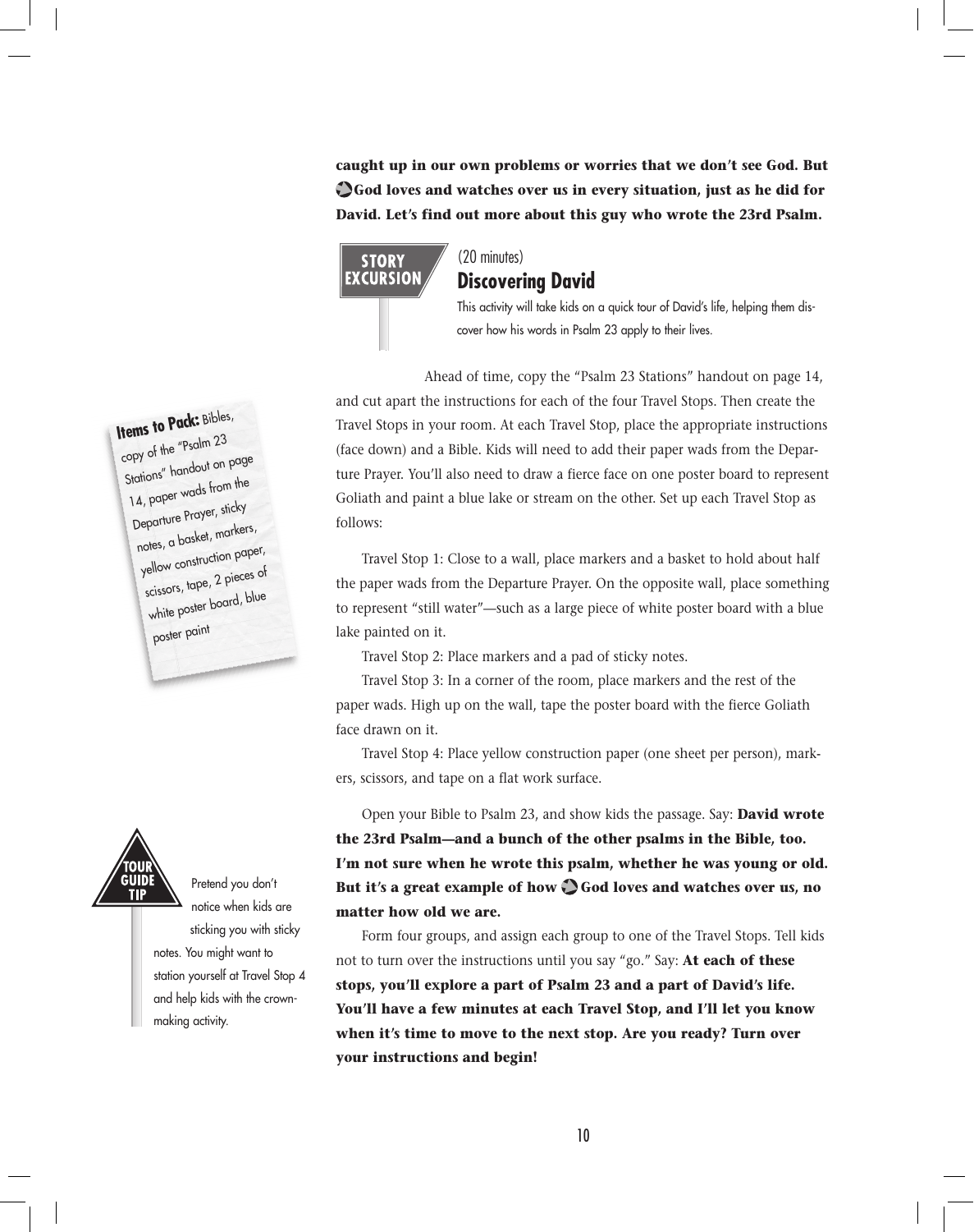**caught up in our own problems or worries that we don't see God. But God loves and watches over us in every situation, just as he did for David. Let's find out more about this guy who wrote the 23rd Psalm.**

STORY EXCURSION

(20 minutes)

## Discovering David

This activity will take kids on a quick tour of David's life, helping them discover how his words in Psalm 23 apply to their lives.

**Items to Pack:** Bibles, copy of the "Psalm 23 Stations" handout on page 14, paper wads from the Departure Prayer, sticky notes, a basket, markers, yellow construction paper, scissors, tape, 2 pieces of white poster board, blue poster paint

Ahead of time, copy the "Psalm 23 Stations" handout on page 14, and cut apart the instructions for each of the four Travel Stops. Then create the Travel Stops in your room. At each Travel Stop, place the appropriate instructions (face down) and a Bible. Kids will need to add their paper wads from the Departure Prayer. You'll also need to draw a fierce face on one poster board to represent Goliath and paint a blue lake or stream on the other. Set up each Travel Stop as follows:

Travel Stop 1: Close to a wall, place markers and a basket to hold about half the paper wads from the Departure Prayer. On the opposite wall, place something to represent "still water"—such as a large piece of white poster board with a blue lake painted on it.

Travel Stop 2: Place markers and a pad of sticky notes.

Travel Stop 3: In a corner of the room, place markers and the rest of the paper wads. High up on the wall, tape the poster board with the fierce Goliath face drawn on it.

Travel Stop 4: Place yellow construction paper (one sheet per person), markers, scissors, and tape on a flat work surface.

Open your Bible to Psalm 23, and show kids the passage. Say: **David wrote the 23rd Psalm—and a bunch of the other psalms in the Bible, too. I'm not sure when he wrote this psalm, whether he was young or old. But it's a great example of how God loves and watches over us, no matter how old we are.**

Form four groups, and assign each group to one of the Travel Stops. Tell kids not to turn over the instructions until you say "go." Say: **At each of these stops, you'll explore a part of Psalm 23 and a part of David's life. You'll have a few minutes at each Travel Stop, and I'll let you know when it's time to move to the next stop. Are you ready? Turn over your instructions and begin!**

TOUR GUIDE TIP

Pretend you don't notice when kids are sticking you with sticky notes. You might want to station yourself at Travel Stop 4 and help kids with the crown-making activity.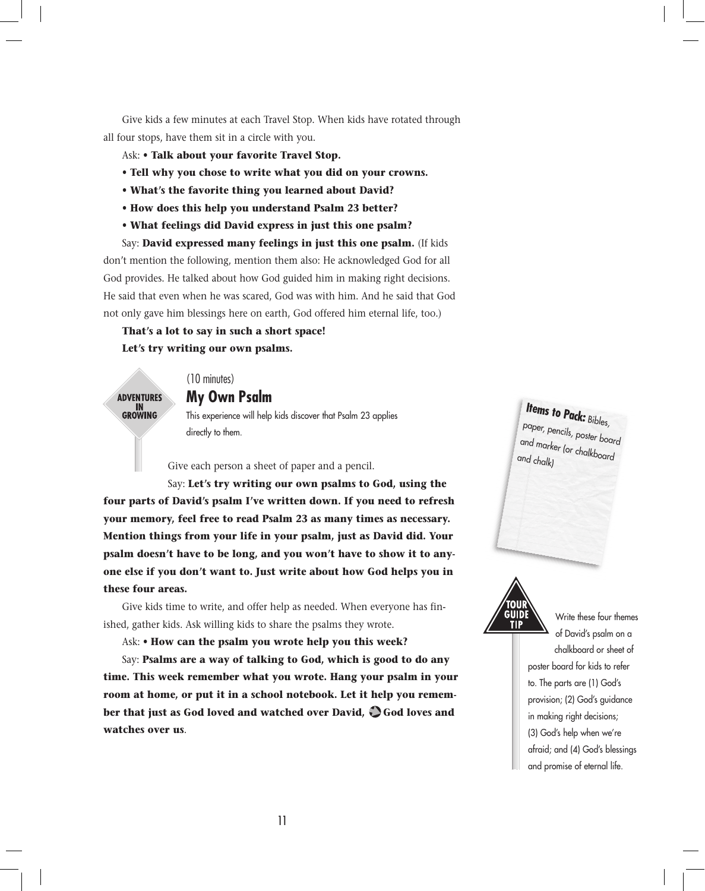Give kids a few minutes at each Travel Stop. When kids have rotated through all four stops, have them sit in a circle with you.

Ask: **• Talk about your favorite Travel Stop.**

**• Tell why you chose to write what you did on your crowns.**

**• What's the favorite thing you learned about David?**

**• How does this help you understand Psalm 23 better?**

**• What feelings did David express in just this one psalm?**

Say: **David expressed many feelings in just this one psalm.** (If kids don't mention the following, mention them also: He acknowledged God for all God provides. He talked about how God guided him in making right decisions. He said that even when he was scared, God was with him. And he said that God not only gave him blessings here on earth, God offered him eternal life, too.)

**That's a lot to say in such a short space!**

**Let's try writing our own psalms.**

ADVENTURES IN GROWING

(10 minutes)

## My Own Psalm

This experience will help kids discover that Psalm 23 applies directly to them.

**Items to Pack:** *Bibles, paper, pencils, poster board and marker (or chalkboard and chalk)*

Give each person a sheet of paper and a pencil.

Say: **Let's try writing our own psalms to God, using the four parts of David's psalm I've written down. If you need to refresh your memory, feel free to read Psalm 23 as many times as necessary. Mention things from your life in your psalm, just as David did. Your psalm doesn't have to be long, and you won't have to show it to anyone else if you don't want to. Just write about how God helps you in these four areas.**

TOUR GUIDE TIP

Write these four themes of David's psalm on a chalkboard or sheet of poster board for kids to refer to. The parts are (1) God's provision; (2) God's guidance in making right decisions; (3) God's help when we're afraid; and (4) God's blessings and promise of eternal life.

Give kids time to write, and offer help as needed. When everyone has finished, gather kids. Ask willing kids to share the psalms they wrote.

Ask: **• How can the psalm you wrote help you this week?**

Say: **Psalms are a way of talking to God, which is good to do any time. This week remember what you wrote. Hang your psalm in your room at home, or put it in a school notebook. Let it help you remember that just as God loved and watched over David, God loves and watches over us**.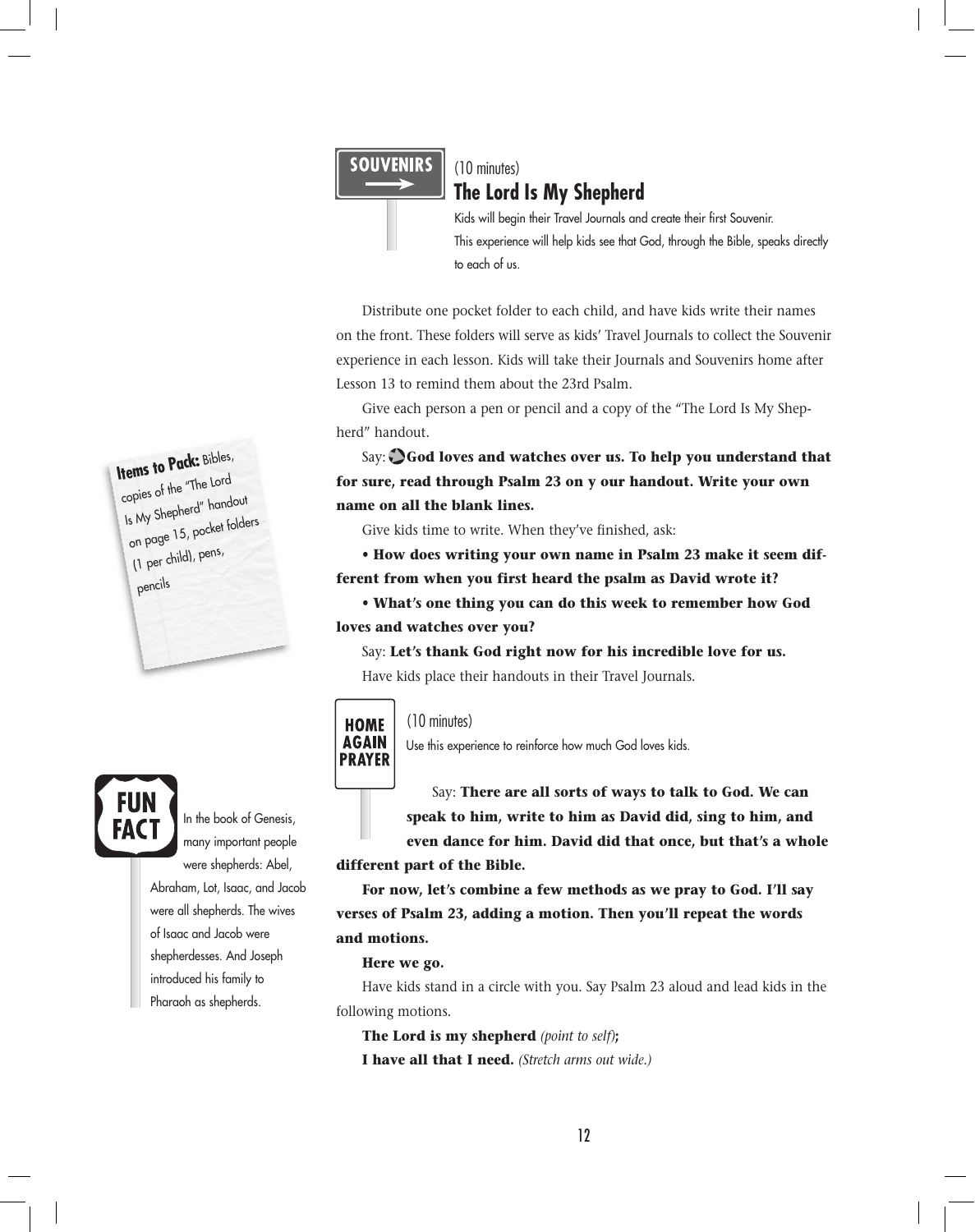SOUVENIRS

(10 minutes)

## The Lord Is My Shepherd

Kids will begin their Travel Journals and create their first Souvenir. This experience will help kids see that God, through the Bible, speaks directly to each of us.

Distribute one pocket folder to each child, and have kids write their names on the front. These folders will serve as kids' Travel Journals to collect the Souvenir experience in each lesson. Kids will take their Journals and Souvenirs home after Lesson 13 to remind them about the 23rd Psalm.

Give each person a pen or pencil and a copy of the "The Lord Is My Shepherd" handout.

Say: **God loves and watches over us. To help you understand that for sure, read through Psalm 23 on y our handout. Write your own name on all the blank lines.**

Give kids time to write. When they've finished, ask:

**• How does writing your own name in Psalm 23 make it seem different from when you first heard the psalm as David wrote it?**

**• What's one thing you can do this week to remember how God loves and watches over you?**

Say: **Let's thank God right now for his incredible love for us.**

Have kids place their handouts in their Travel Journals.

**Items to Pack:** Bibles, copies of the "The Lord Is My Shepherd" handout on page 15, pocket folders (1 per child), pens, pencils

HOME AGAIN PRAYER

(10 minutes)

Use this experience to reinforce how much God loves kids.

Say: **There are all sorts of ways to talk to God. We can speak to him, write to him as David did, sing to him, and even dance for him. David did that once, but that's a whole different part of the Bible.**

**For now, let's combine a few methods as we pray to God. I'll say verses of Psalm 23, adding a motion. Then you'll repeat the words and motions.**

**Here we go.**

Have kids stand in a circle with you. Say Psalm 23 aloud and lead kids in the following motions.

**The Lord is my shepherd** *(point to self)***;**

**I have all that I need.** *(Stretch arms out wide.)*

**FUN FACT**

In the book of Genesis, many important people were shepherds: Abel, Abraham, Lot, Isaac, and Jacob were all shepherds. The wives of Isaac and Jacob were shepherdesses. And Joseph introduced his family to Pharaoh as shepherds.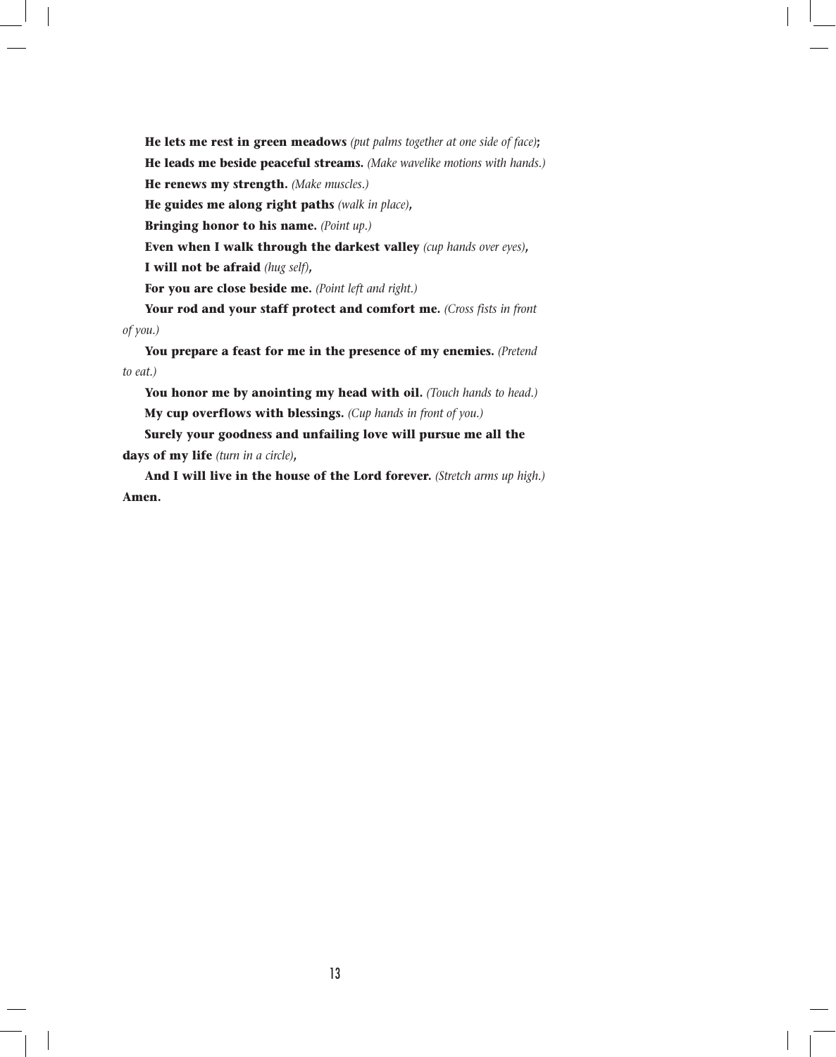**He lets me rest in green meadows** *(put palms together at one side of face)***;**

**He leads me beside peaceful streams.** *(Make wavelike motions with hands.)*

**He renews my strength.** *(Make muscles.)*

**He guides me along right paths** *(walk in place)***,**

**Bringing honor to his name.** *(Point up.)*

**Even when I walk through the darkest valley** *(cup hands over eyes)***,**

**I will not be afraid** *(hug self)***,**

**For you are close beside me.** *(Point left and right.)*

**Your rod and your staff protect and comfort me.** *(Cross fists in front of you.)*

**You prepare a feast for me in the presence of my enemies.** *(Pretend to eat.)*

**You honor me by anointing my head with oil.** *(Touch hands to head.)*

**My cup overflows with blessings.** *(Cup hands in front of you.)*

**Surely your goodness and unfailing love will pursue me all the days of my life** *(turn in a circle)***,**

**And I will live in the house of the Lord forever.** *(Stretch arms up high.)*

**Amen.**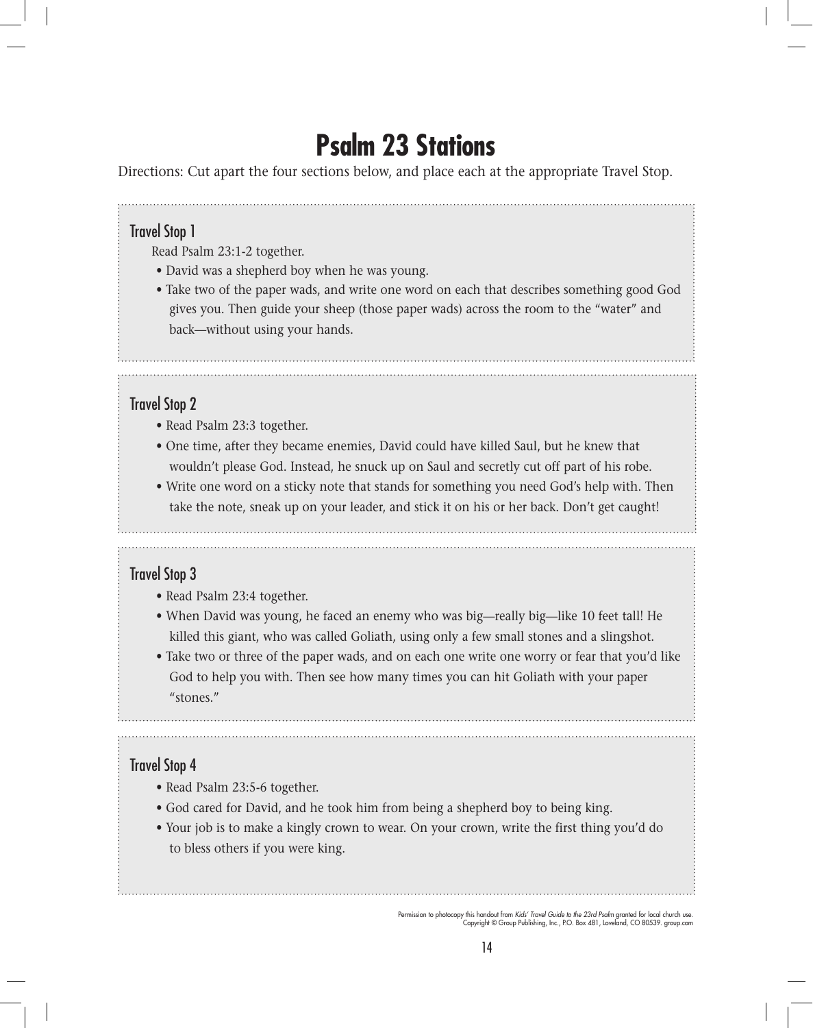# Psalm 23 Stations

Directions: Cut apart the four sections below, and place each at the appropriate Travel Stop.

## Travel Stop 1

Read Psalm 23:1-2 together.

- David was a shepherd boy when he was young.
- Take two of the paper wads, and write one word on each that describes something good God gives you. Then guide your sheep (those paper wads) across the room to the "water" and back—without using your hands.

## Travel Stop 2

- Read Psalm 23:3 together.
- One time, after they became enemies, David could have killed Saul, but he knew that wouldn't please God. Instead, he snuck up on Saul and secretly cut off part of his robe.
- Write one word on a sticky note that stands for something you need God's help with. Then take the note, sneak up on your leader, and stick it on his or her back. Don't get caught!

## Travel Stop 3

- Read Psalm 23:4 together.
- When David was young, he faced an enemy who was big—really big—like 10 feet tall! He killed this giant, who was called Goliath, using only a few small stones and a slingshot.
- Take two or three of the paper wads, and on each one write one worry or fear that you'd like God to help you with. Then see how many times you can hit Goliath with your paper "stones."

## Travel Stop 4

- Read Psalm 23:5-6 together.
- God cared for David, and he took him from being a shepherd boy to being king.
- Your job is to make a kingly crown to wear. On your crown, write the first thing you'd do to bless others if you were king.

Permission to photocopy this handout from *Kids' Travel Guide to the 23rd Psalm* granted for local church use. Copyright © Group Publishing, Inc., P.O. Box 481, Loveland, CO 80539. group.com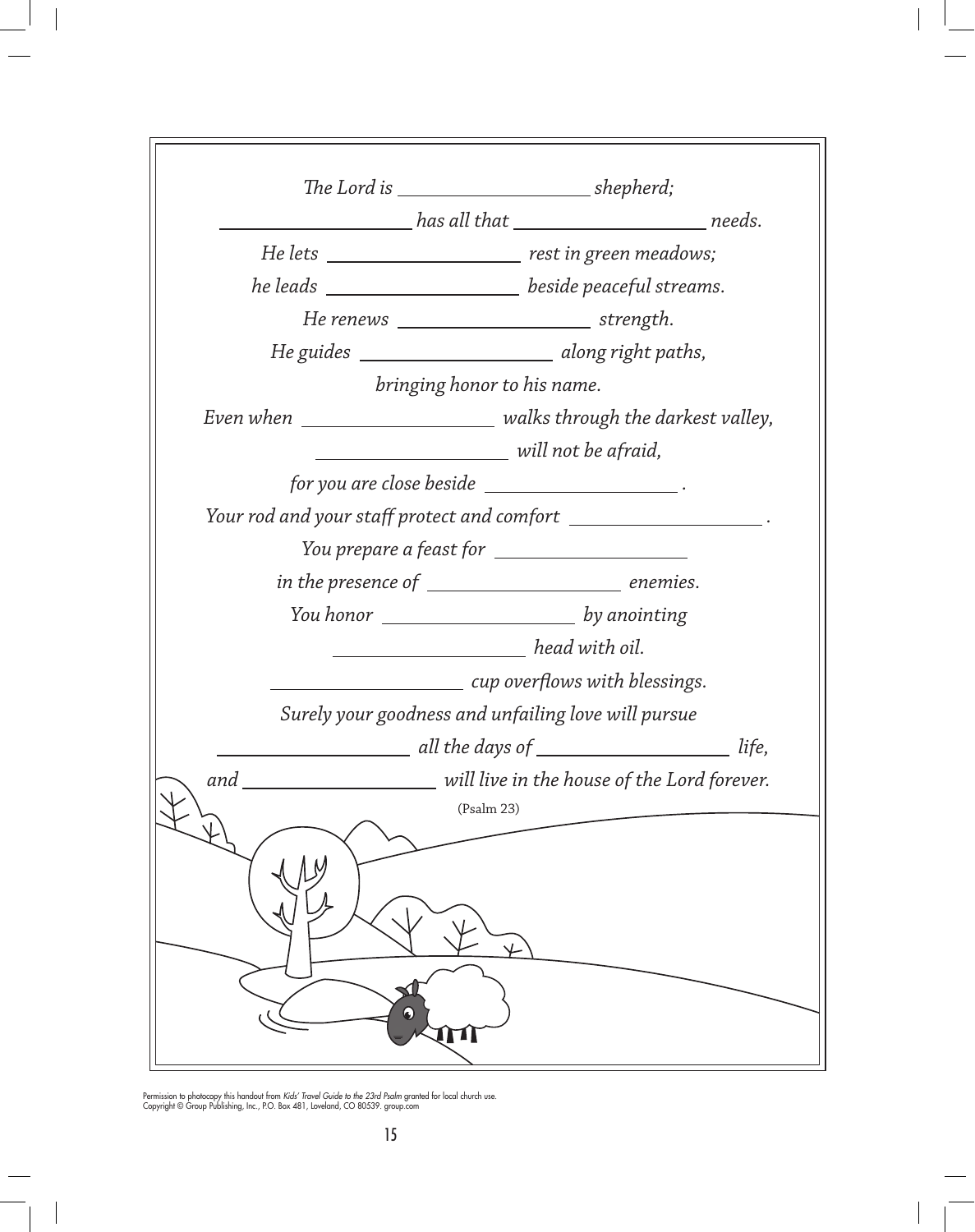*The Lord is ____________________ shepherd;*

*____________________ has all that ____________________ needs.*

*He lets ____________________ rest in green meadows;*

*he leads ____________________ beside peaceful streams.*

*He renews ____________________ strength.*

*He guides ____________________ along right paths,*

*bringing honor to his name.*

*Even when ____________________ walks through the darkest valley,*

*____________________ will not be afraid,*

*for you are close beside ____________________ .*

*Your rod and your staff protect and comfort ____________________ .*

*You prepare a feast for ____________________*

*in the presence of ____________________ enemies.*

*You honor ____________________ by anointing*

*____________________ head with oil.*

*____________________ cup overflows with blessings.*

*Surely your goodness and unfailing love will pursue*

*____________________ all the days of ____________________ life,*

*and ____________________ will live in the house of the Lord forever.*

(Psalm 23)

Permission to photocopy this handout from *Kids' Travel Guide to the 23rd Psalm* granted for local church use.
Copyright © Group Publishing, Inc., P.O. Box 481, Loveland, CO 80539. group.com